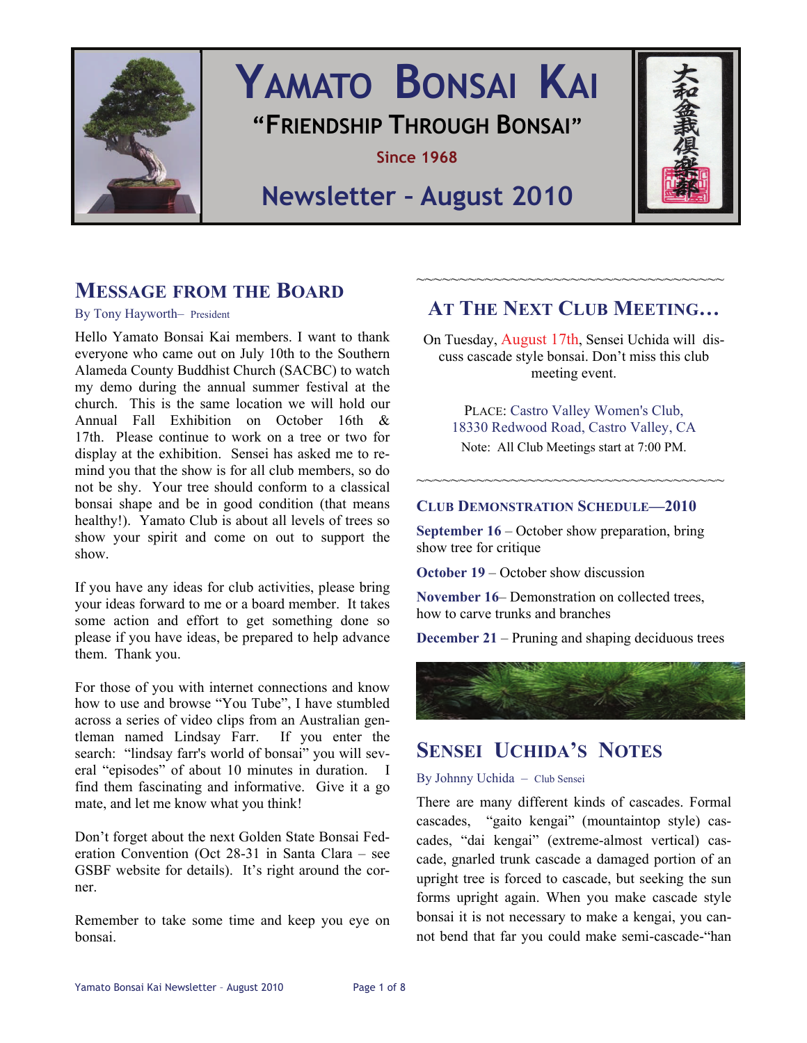# YAMATO BONSAI KAI

## "FRIENDSHIP THROUGH BONSAI"

Since 1968

## Newsletter - August 2010

大和盆栽倶楽部

## MESSAGE FROM THE BOARD

By Tony Hayworth– President

Hello Yamato Bonsai Kai members. I want to thank everyone who came out on July 10th to the Southern Alameda County Buddhist Church (SACBC) to watch my demo during the annual summer festival at the church. This is the same location we will hold our Annual Fall Exhibition on October 16th & 17th. Please continue to work on a tree or two for display at the exhibition. Sensei has asked me to remind you that the show is for all club members, so do not be shy. Your tree should conform to a classical bonsai shape and be in good condition (that means healthy!). Yamato Club is about all levels of trees so show your spirit and come on out to support the show.

If you have any ideas for club activities, please bring your ideas forward to me or a board member. It takes some action and effort to get something done so please if you have ideas, be prepared to help advance them. Thank you.

For those of you with internet connections and know how to use and browse "You Tube", I have stumbled across a series of video clips from an Australian gentleman named Lindsay Farr. If you enter the search: "lindsay farr's world of bonsai" you will several "episodes" of about 10 minutes in duration. I find them fascinating and informative. Give it a go mate, and let me know what you think!

Don't forget about the next Golden State Bonsai Federation Convention (Oct 28-31 in Santa Clara – see GSBF website for details). It's right around the corner.

Remember to take some time and keep you eye on bonsai.

~~~~~~~~~~~~~~~~~~~~~~~~~~~~~~~~~~~~~~~~

## AT THE NEXT CLUB MEETING…

On Tuesday, August 17th, Sensei Uchida will discuss cascade style bonsai. Don't miss this club meeting event.

PLACE: Castro Valley Women's Club, 18330 Redwood Road, Castro Valley, CA

Note: All Club Meetings start at 7:00 PM.

~~~~~~~~~~~~~~~~~~~~~~~~~~~~~~~~~~~~~~~~

### CLUB DEMONSTRATION SCHEDULE—2010

**September 16** – October show preparation, bring show tree for critique

**October 19** – October show discussion

**November 16**– Demonstration on collected trees, how to carve trunks and branches

**December 21** – Pruning and shaping deciduous trees

## SENSEI UCHIDA'S NOTES

By Johnny Uchida – Club Sensei

There are many different kinds of cascades. Formal cascades, "gaito kengai" (mountaintop style) cascades, "dai kengai" (extreme-almost vertical) cascade, gnarled trunk cascade a damaged portion of an upright tree is forced to cascade, but seeking the sun forms upright again. When you make cascade style bonsai it is not necessary to make a kengai, you cannot bend that far you could make semi-cascade-"han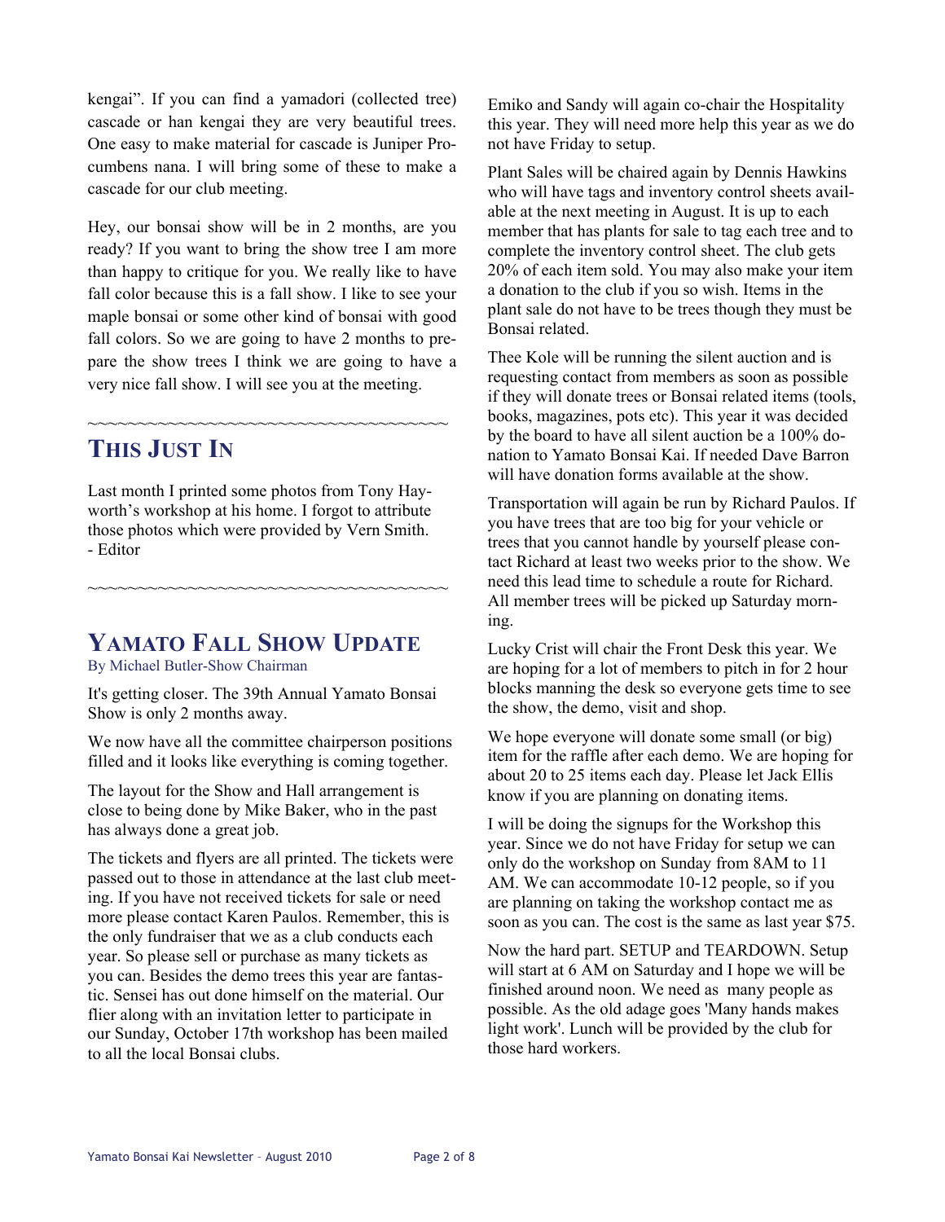kengai". If you can find a yamadori (collected tree) cascade or han kengai they are very beautiful trees. One easy to make material for cascade is Juniper Procumbens nana. I will bring some of these to make a cascade for our club meeting.

Hey, our bonsai show will be in 2 months, are you ready? If you want to bring the show tree I am more than happy to critique for you. We really like to have fall color because this is a fall show. I like to see your maple bonsai or some other kind of bonsai with good fall colors. So we are going to have 2 months to prepare the show trees I think we are going to have a very nice fall show. I will see you at the meeting.

~~~~~~~~~~~~~~~~~~~~~~~~~~~~~~~~~~~~~~~~

## THIS JUST IN

Last month I printed some photos from Tony Hayworth's workshop at his home. I forgot to attribute those photos which were provided by Vern Smith. - Editor

~~~~~~~~~~~~~~~~~~~~~~~~~~~~~~~~~~~~~~~~

## YAMATO FALL SHOW UPDATE

By Michael Butler-Show Chairman

It's getting closer. The 39th Annual Yamato Bonsai Show is only 2 months away.

We now have all the committee chairperson positions filled and it looks like everything is coming together.

The layout for the Show and Hall arrangement is close to being done by Mike Baker, who in the past has always done a great job.

The tickets and flyers are all printed. The tickets were passed out to those in attendance at the last club meeting. If you have not received tickets for sale or need more please contact Karen Paulos. Remember, this is the only fundraiser that we as a club conducts each year. So please sell or purchase as many tickets as you can. Besides the demo trees this year are fantastic. Sensei has out done himself on the material. Our flier along with an invitation letter to participate in our Sunday, October 17th workshop has been mailed to all the local Bonsai clubs.

Emiko and Sandy will again co-chair the Hospitality this year. They will need more help this year as we do not have Friday to setup.

Plant Sales will be chaired again by Dennis Hawkins who will have tags and inventory control sheets available at the next meeting in August. It is up to each member that has plants for sale to tag each tree and to complete the inventory control sheet. The club gets 20% of each item sold. You may also make your item a donation to the club if you so wish. Items in the plant sale do not have to be trees though they must be Bonsai related.

Thee Kole will be running the silent auction and is requesting contact from members as soon as possible if they will donate trees or Bonsai related items (tools, books, magazines, pots etc). This year it was decided by the board to have all silent auction be a 100% donation to Yamato Bonsai Kai. If needed Dave Barron will have donation forms available at the show.

Transportation will again be run by Richard Paulos. If you have trees that are too big for your vehicle or trees that you cannot handle by yourself please contact Richard at least two weeks prior to the show. We need this lead time to schedule a route for Richard. All member trees will be picked up Saturday morning.

Lucky Crist will chair the Front Desk this year. We are hoping for a lot of members to pitch in for 2 hour blocks manning the desk so everyone gets time to see the show, the demo, visit and shop.

We hope everyone will donate some small (or big) item for the raffle after each demo. We are hoping for about 20 to 25 items each day. Please let Jack Ellis know if you are planning on donating items.

I will be doing the signups for the Workshop this year. Since we do not have Friday for setup we can only do the workshop on Sunday from 8AM to 11 AM. We can accommodate 10-12 people, so if you are planning on taking the workshop contact me as soon as you can. The cost is the same as last year $75.

Now the hard part. SETUP and TEARDOWN. Setup will start at 6 AM on Saturday and I hope we will be finished around noon. We need as many people as possible. As the old adage goes 'Many hands makes light work'. Lunch will be provided by the club for those hard workers.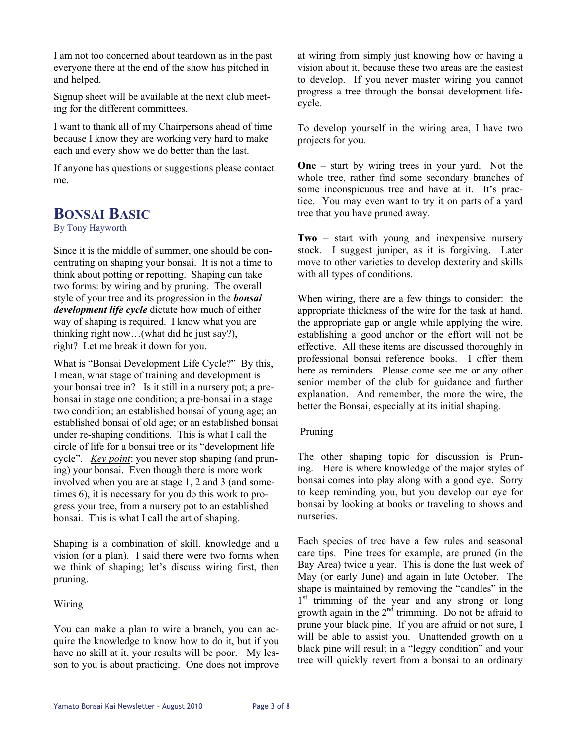I am not too concerned about teardown as in the past everyone there at the end of the show has pitched in and helped.

Signup sheet will be available at the next club meeting for the different committees.

I want to thank all of my Chairpersons ahead of time because I know they are working very hard to make each and every show we do better than the last.

If anyone has questions or suggestions please contact me.

## BONSAI BASIC

By Tony Hayworth

Since it is the middle of summer, one should be concentrating on shaping your bonsai. It is not a time to think about potting or repotting. Shaping can take two forms: by wiring and by pruning. The overall style of your tree and its progression in the ***bonsai development life cycle*** dictate how much of either way of shaping is required. I know what you are thinking right now…(what did he just say?), right? Let me break it down for you.

What is "Bonsai Development Life Cycle?" By this, I mean, what stage of training and development is your bonsai tree in? Is it still in a nursery pot; a pre-bonsai in stage one condition; a pre-bonsai in a stage two condition; an established bonsai of young age; an established bonsai of old age; or an established bonsai under re-shaping conditions. This is what I call the circle of life for a bonsai tree or its "development life cycle". *Key point*: you never stop shaping (and pruning) your bonsai. Even though there is more work involved when you are at stage 1, 2 and 3 (and sometimes 6), it is necessary for you do this work to progress your tree, from a nursery pot to an established bonsai. This is what I call the art of shaping.

Shaping is a combination of skill, knowledge and a vision (or a plan). I said there were two forms when we think of shaping; let's discuss wiring first, then pruning.

### Wiring

You can make a plan to wire a branch, you can acquire the knowledge to know how to do it, but if you have no skill at it, your results will be poor. My lesson to you is about practicing. One does not improve at wiring from simply just knowing how or having a vision about it, because these two areas are the easiest to develop. If you never master wiring you cannot progress a tree through the bonsai development life-cycle.

To develop yourself in the wiring area, I have two projects for you.

**One** – start by wiring trees in your yard. Not the whole tree, rather find some secondary branches of some inconspicuous tree and have at it. It's practice. You may even want to try it on parts of a yard tree that you have pruned away.

**Two** – start with young and inexpensive nursery stock. I suggest juniper, as it is forgiving. Later move to other varieties to develop dexterity and skills with all types of conditions.

When wiring, there are a few things to consider: the appropriate thickness of the wire for the task at hand, the appropriate gap or angle while applying the wire, establishing a good anchor or the effort will not be effective. All these items are discussed thoroughly in professional bonsai reference books. I offer them here as reminders. Please come see me or any other senior member of the club for guidance and further explanation. And remember, the more the wire, the better the Bonsai, especially at its initial shaping.

### Pruning

The other shaping topic for discussion is Pruning. Here is where knowledge of the major styles of bonsai comes into play along with a good eye. Sorry to keep reminding you, but you develop our eye for bonsai by looking at books or traveling to shows and nurseries.

Each species of tree have a few rules and seasonal care tips. Pine trees for example, are pruned (in the Bay Area) twice a year. This is done the last week of May (or early June) and again in late October. The shape is maintained by removing the "candles" in the 1st trimming of the year and any strong or long growth again in the 2nd trimming. Do not be afraid to prune your black pine. If you are afraid or not sure, I will be able to assist you. Unattended growth on a black pine will result in a "leggy condition" and your tree will quickly revert from a bonsai to an ordinary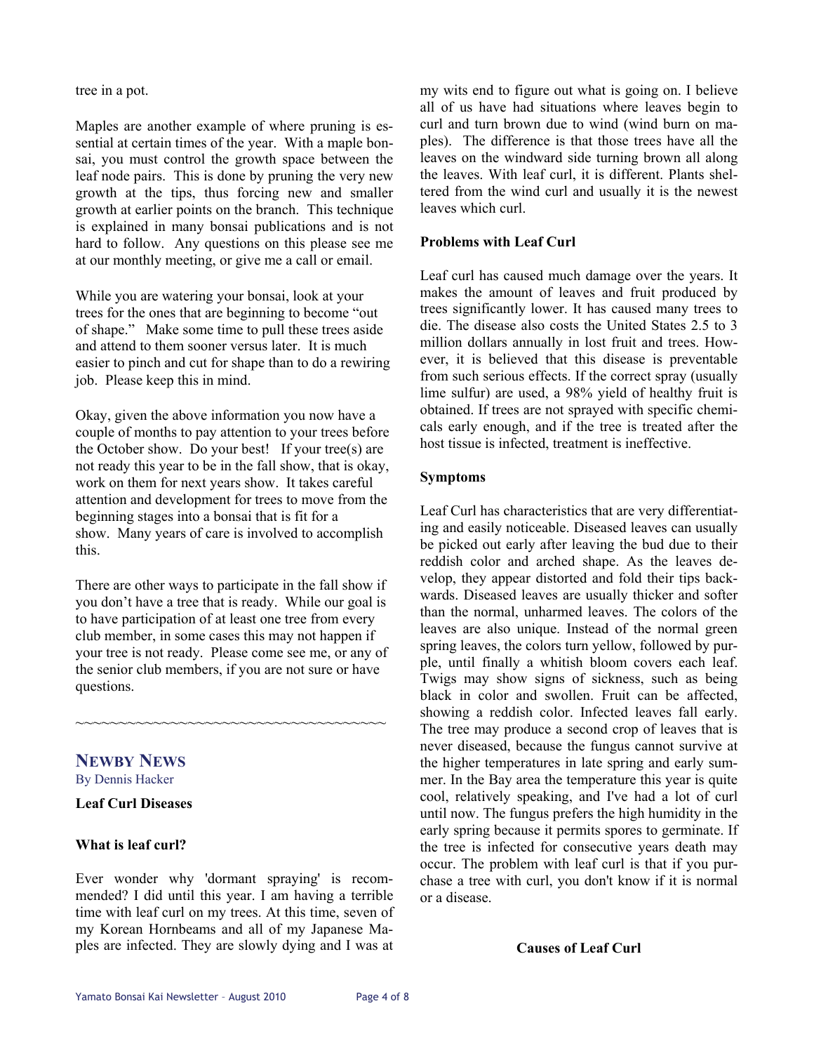tree in a pot.

Maples are another example of where pruning is essential at certain times of the year. With a maple bonsai, you must control the growth space between the leaf node pairs. This is done by pruning the very new growth at the tips, thus forcing new and smaller growth at earlier points on the branch. This technique is explained in many bonsai publications and is not hard to follow. Any questions on this please see me at our monthly meeting, or give me a call or email.

While you are watering your bonsai, look at your trees for the ones that are beginning to become "out of shape." Make some time to pull these trees aside and attend to them sooner versus later. It is much easier to pinch and cut for shape than to do a rewiring job. Please keep this in mind.

Okay, given the above information you now have a couple of months to pay attention to your trees before the October show. Do your best! If your tree(s) are not ready this year to be in the fall show, that is okay, work on them for next years show. It takes careful attention and development for trees to move from the beginning stages into a bonsai that is fit for a show. Many years of care is involved to accomplish this.

There are other ways to participate in the fall show if you don't have a tree that is ready. While our goal is to have participation of at least one tree from every club member, in some cases this may not happen if your tree is not ready. Please come see me, or any of the senior club members, if you are not sure or have questions.

~~~~~~~~~~~~~~~~~~~~~~~~~~~~~~~~~~~~~~~~

## NEWBY NEWS

By Dennis Hacker

**Leaf Curl Diseases**

**What is leaf curl?**

Ever wonder why 'dormant spraying' is recommended? I did until this year. I am having a terrible time with leaf curl on my trees. At this time, seven of my Korean Hornbeams and all of my Japanese Maples are infected. They are slowly dying and I was at my wits end to figure out what is going on. I believe all of us have had situations where leaves begin to curl and turn brown due to wind (wind burn on maples). The difference is that those trees have all the leaves on the windward side turning brown all along the leaves. With leaf curl, it is different. Plants sheltered from the wind curl and usually it is the newest leaves which curl.

**Problems with Leaf Curl**

Leaf curl has caused much damage over the years. It makes the amount of leaves and fruit produced by trees significantly lower. It has caused many trees to die. The disease also costs the United States 2.5 to 3 million dollars annually in lost fruit and trees. However, it is believed that this disease is preventable from such serious effects. If the correct spray (usually lime sulfur) are used, a 98% yield of healthy fruit is obtained. If trees are not sprayed with specific chemicals early enough, and if the tree is treated after the host tissue is infected, treatment is ineffective.

**Symptoms**

Leaf Curl has characteristics that are very differentiating and easily noticeable. Diseased leaves can usually be picked out early after leaving the bud due to their reddish color and arched shape. As the leaves develop, they appear distorted and fold their tips backwards. Diseased leaves are usually thicker and softer than the normal, unharmed leaves. The colors of the leaves are also unique. Instead of the normal green spring leaves, the colors turn yellow, followed by purple, until finally a whitish bloom covers each leaf. Twigs may show signs of sickness, such as being black in color and swollen. Fruit can be affected, showing a reddish color. Infected leaves fall early. The tree may produce a second crop of leaves that is never diseased, because the fungus cannot survive at the higher temperatures in late spring and early summer. In the Bay area the temperature this year is quite cool, relatively speaking, and I've had a lot of curl until now. The fungus prefers the high humidity in the early spring because it permits spores to germinate. If the tree is infected for consecutive years death may occur. The problem with leaf curl is that if you purchase a tree with curl, you don't know if it is normal or a disease.

**Causes of Leaf Curl**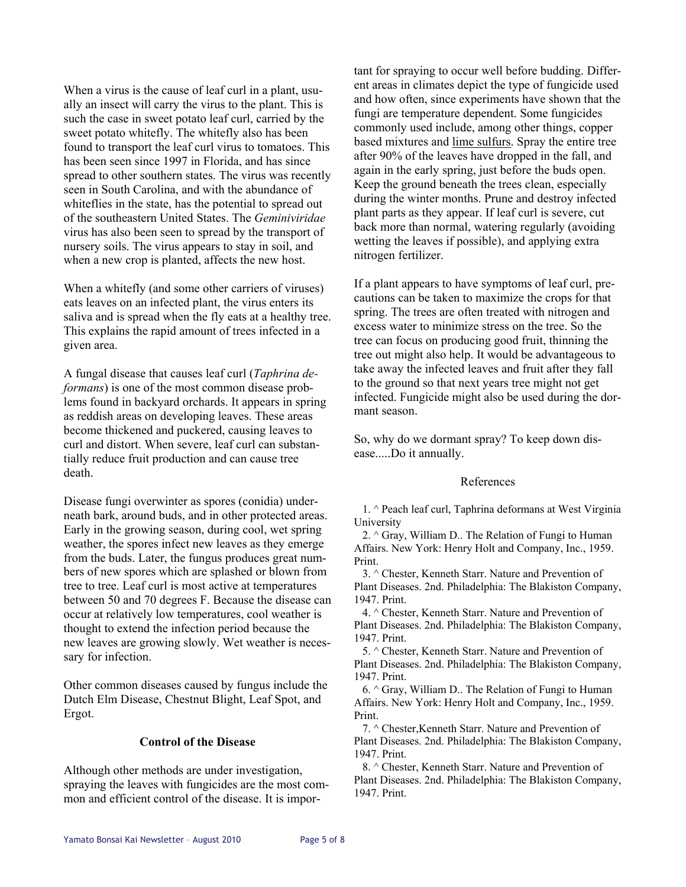When a virus is the cause of leaf curl in a plant, usually an insect will carry the virus to the plant. This is such the case in sweet potato leaf curl, carried by the sweet potato whitefly. The whitefly also has been found to transport the leaf curl virus to tomatoes. This has been seen since 1997 in Florida, and has since spread to other southern states. The virus was recently seen in South Carolina, and with the abundance of whiteflies in the state, has the potential to spread out of the southeastern United States. The *Geminiviridae* virus has also been seen to spread by the transport of nursery soils. The virus appears to stay in soil, and when a new crop is planted, affects the new host.

When a whitefly (and some other carriers of viruses) eats leaves on an infected plant, the virus enters its saliva and is spread when the fly eats at a healthy tree. This explains the rapid amount of trees infected in a given area.

A fungal disease that causes leaf curl (*Taphrina deformans*) is one of the most common disease problems found in backyard orchards. It appears in spring as reddish areas on developing leaves. These areas become thickened and puckered, causing leaves to curl and distort. When severe, leaf curl can substantially reduce fruit production and can cause tree death.

Disease fungi overwinter as spores (conidia) underneath bark, around buds, and in other protected areas. Early in the growing season, during cool, wet spring weather, the spores infect new leaves as they emerge from the buds. Later, the fungus produces great numbers of new spores which are splashed or blown from tree to tree. Leaf curl is most active at temperatures between 50 and 70 degrees F. Because the disease can occur at relatively low temperatures, cool weather is thought to extend the infection period because the new leaves are growing slowly. Wet weather is necessary for infection.

Other common diseases caused by fungus include the Dutch Elm Disease, Chestnut Blight, Leaf Spot, and Ergot.

**Control of the Disease**

Although other methods are under investigation, spraying the leaves with fungicides are the most common and efficient control of the disease. It is important for spraying to occur well before budding. Different areas in climates depict the type of fungicide used and how often, since experiments have shown that the fungi are temperature dependent. Some fungicides commonly used include, among other things, copper based mixtures and lime sulfurs. Spray the entire tree after 90% of the leaves have dropped in the fall, and again in the early spring, just before the buds open. Keep the ground beneath the trees clean, especially during the winter months. Prune and destroy infected plant parts as they appear. If leaf curl is severe, cut back more than normal, watering regularly (avoiding wetting the leaves if possible), and applying extra nitrogen fertilizer.

If a plant appears to have symptoms of leaf curl, precautions can be taken to maximize the crops for that spring. The trees are often treated with nitrogen and excess water to minimize stress on the tree. So the tree can focus on producing good fruit, thinning the tree out might also help. It would be advantageous to take away the infected leaves and fruit after they fall to the ground so that next years tree might not get infected. Fungicide might also be used during the dormant season.

So, why do we dormant spray? To keep down disease.....Do it annually.

References

1. ^ Peach leaf curl, Taphrina deformans at West Virginia University
2. ^ Gray, William D.. The Relation of Fungi to Human Affairs. New York: Henry Holt and Company, Inc., 1959. Print.
3. ^ Chester, Kenneth Starr. Nature and Prevention of Plant Diseases. 2nd. Philadelphia: The Blakiston Company, 1947. Print.
4. ^ Chester, Kenneth Starr. Nature and Prevention of Plant Diseases. 2nd. Philadelphia: The Blakiston Company, 1947. Print.
5. ^ Chester, Kenneth Starr. Nature and Prevention of Plant Diseases. 2nd. Philadelphia: The Blakiston Company, 1947. Print.
6. ^ Gray, William D.. The Relation of Fungi to Human Affairs. New York: Henry Holt and Company, Inc., 1959. Print.
7. ^ Chester,Kenneth Starr. Nature and Prevention of Plant Diseases. 2nd. Philadelphia: The Blakiston Company, 1947. Print.
8. ^ Chester, Kenneth Starr. Nature and Prevention of Plant Diseases. 2nd. Philadelphia: The Blakiston Company, 1947. Print.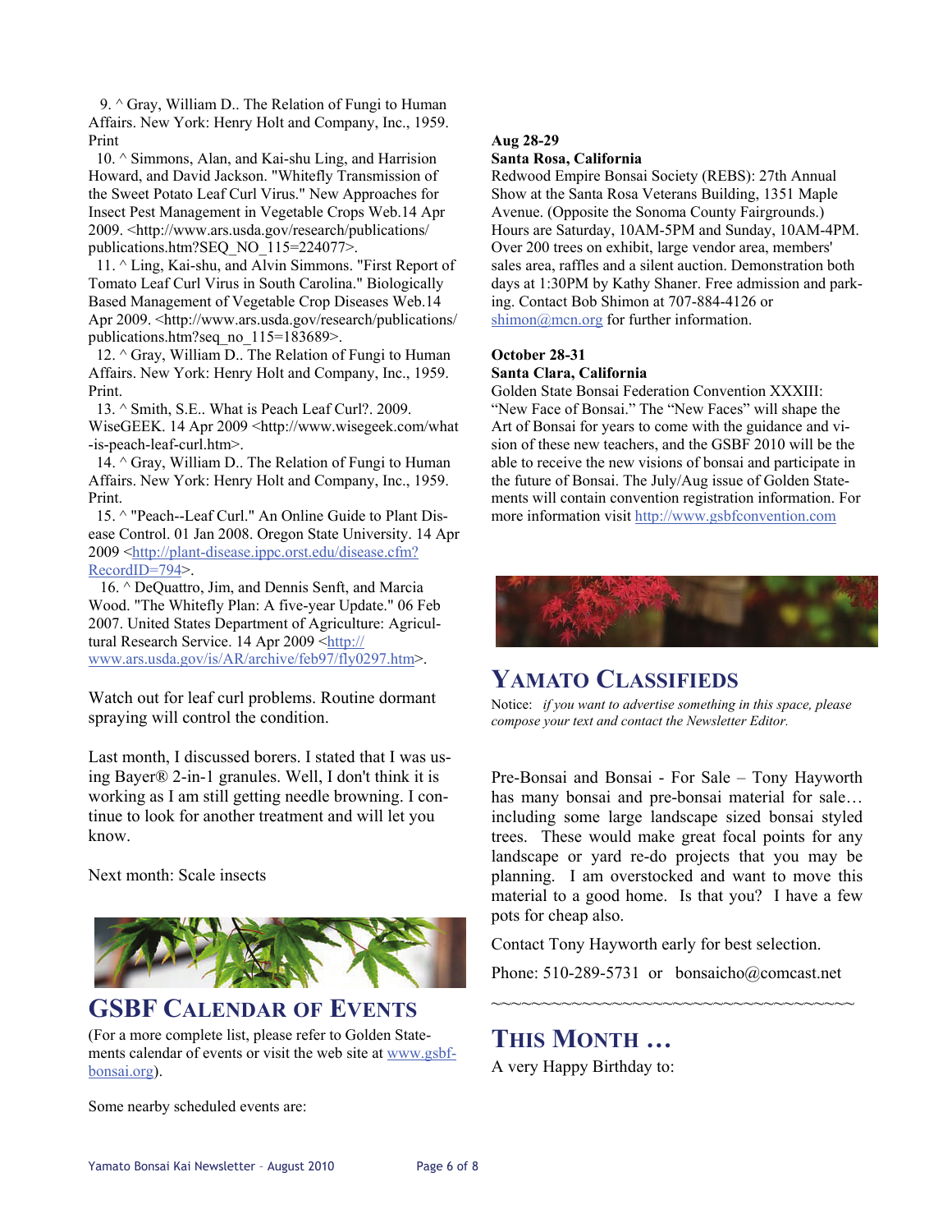9. ^ Gray, William D.. The Relation of Fungi to Human Affairs. New York: Henry Holt and Company, Inc., 1959. Print

10. ^ Simmons, Alan, and Kai-shu Ling, and Harrision Howard, and David Jackson. "Whitefly Transmission of the Sweet Potato Leaf Curl Virus." New Approaches for Insect Pest Management in Vegetable Crops Web.14 Apr 2009. <http://www.ars.usda.gov/research/publications/publications.htm?SEQ_NO_115=224077>.

11. ^ Ling, Kai-shu, and Alvin Simmons. "First Report of Tomato Leaf Curl Virus in South Carolina." Biologically Based Management of Vegetable Crop Diseases Web.14 Apr 2009. <http://www.ars.usda.gov/research/publications/publications.htm?seq_no_115=183689>.

12. ^ Gray, William D.. The Relation of Fungi to Human Affairs. New York: Henry Holt and Company, Inc., 1959. Print.

13. ^ Smith, S.E.. What is Peach Leaf Curl?. 2009. WiseGEEK. 14 Apr 2009 <http://www.wisegeek.com/what-is-peach-leaf-curl.htm>.

14. ^ Gray, William D.. The Relation of Fungi to Human Affairs. New York: Henry Holt and Company, Inc., 1959. Print.

15. ^ "Peach--Leaf Curl." An Online Guide to Plant Disease Control. 01 Jan 2008. Oregon State University. 14 Apr 2009 <http://plant-disease.ippc.orst.edu/disease.cfm?RecordID=794>.

16. ^ DeQuattro, Jim, and Dennis Senft, and Marcia Wood. "The Whitefly Plan: A five-year Update." 06 Feb 2007. United States Department of Agriculture: Agricultural Research Service. 14 Apr 2009 <http://www.ars.usda.gov/is/AR/archive/feb97/fly0297.htm>.

Watch out for leaf curl problems. Routine dormant spraying will control the condition.

Last month, I discussed borers. I stated that I was using Bayer® 2-in-1 granules. Well, I don't think it is working as I am still getting needle browning. I continue to look for another treatment and will let you know.

Next month: Scale insects

## GSBF Calendar of Events

(For a more complete list, please refer to Golden Statements calendar of events or visit the web site at www.gsbf-bonsai.org).

Some nearby scheduled events are:

**Aug 28-29**
**Santa Rosa, California**
Redwood Empire Bonsai Society (REBS): 27th Annual Show at the Santa Rosa Veterans Building, 1351 Maple Avenue. (Opposite the Sonoma County Fairgrounds.) Hours are Saturday, 10AM-5PM and Sunday, 10AM-4PM. Over 200 trees on exhibit, large vendor area, members' sales area, raffles and a silent auction. Demonstration both days at 1:30PM by Kathy Shaner. Free admission and parking. Contact Bob Shimon at 707-884-4126 or shimon@mcn.org for further information.

**October 28-31**
**Santa Clara, California**
Golden State Bonsai Federation Convention XXXIII: "New Face of Bonsai." The "New Faces" will shape the Art of Bonsai for years to come with the guidance and vision of these new teachers, and the GSBF 2010 will be the able to receive the new visions of bonsai and participate in the future of Bonsai. The July/Aug issue of Golden Statements will contain convention registration information. For more information visit http://www.gsbfconvention.com

## Yamato Classifieds

Notice: *if you want to advertise something in this space, please compose your text and contact the Newsletter Editor.*

Pre-Bonsai and Bonsai - For Sale – Tony Hayworth has many bonsai and pre-bonsai material for sale… including some large landscape sized bonsai styled trees. These would make great focal points for any landscape or yard re-do projects that you may be planning. I am overstocked and want to move this material to a good home. Is that you? I have a few pots for cheap also.

Contact Tony Hayworth early for best selection.

Phone: 510-289-5731 or bonsaicho@comcast.net

~~~~~~~~~~~~~~~~~~~~~~~~~~~~~~~~~~~~

## This Month …

A very Happy Birthday to: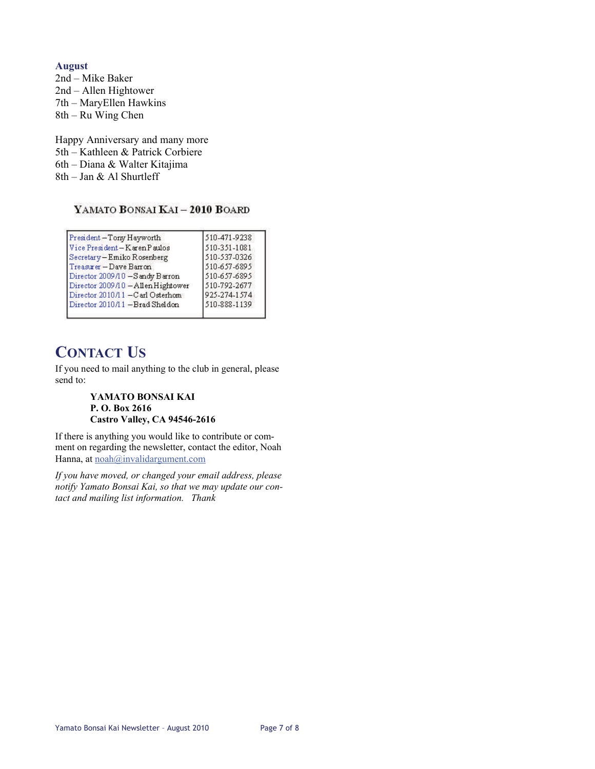### August

2nd – Mike Baker
2nd – Allen Hightower
7th – MaryEllen Hawkins
8th – Ru Wing Chen

Happy Anniversary and many more
5th – Kathleen & Patrick Corbiere
6th – Diana & Walter Kitajima
8th – Jan & Al Shurtleff

### YAMATO BONSAI KAI – 2010 BOARD

| | |
|---|---|
| President – Tony Hayworth | 510-471-9238 |
| Vice President – Karen Paulos | 510-351-1081 |
| Secretary – Emiko Rosenberg | 510-537-0326 |
| Treasurer – Dave Barron | 510-657-6895 |
| Director 2009/10 – Sandy Barron | 510-657-6895 |
| Director 2009/10 – Allen Hightower | 510-792-2677 |
| Director 2010/11 – Carl Osterhom | 925-274-1574 |
| Director 2010/11 – Brad Sheldon | 510-888-1139 |

## CONTACT US

If you need to mail anything to the club in general, please send to:

**YAMATO BONSAI KAI**
**P. O. Box 2616**
**Castro Valley, CA 94546-2616**

If there is anything you would like to contribute or comment on regarding the newsletter, contact the editor, Noah Hanna, at noah@invalidargument.com

*If you have moved, or changed your email address, please notify Yamato Bonsai Kai, so that we may update our contact and mailing list information. Thank*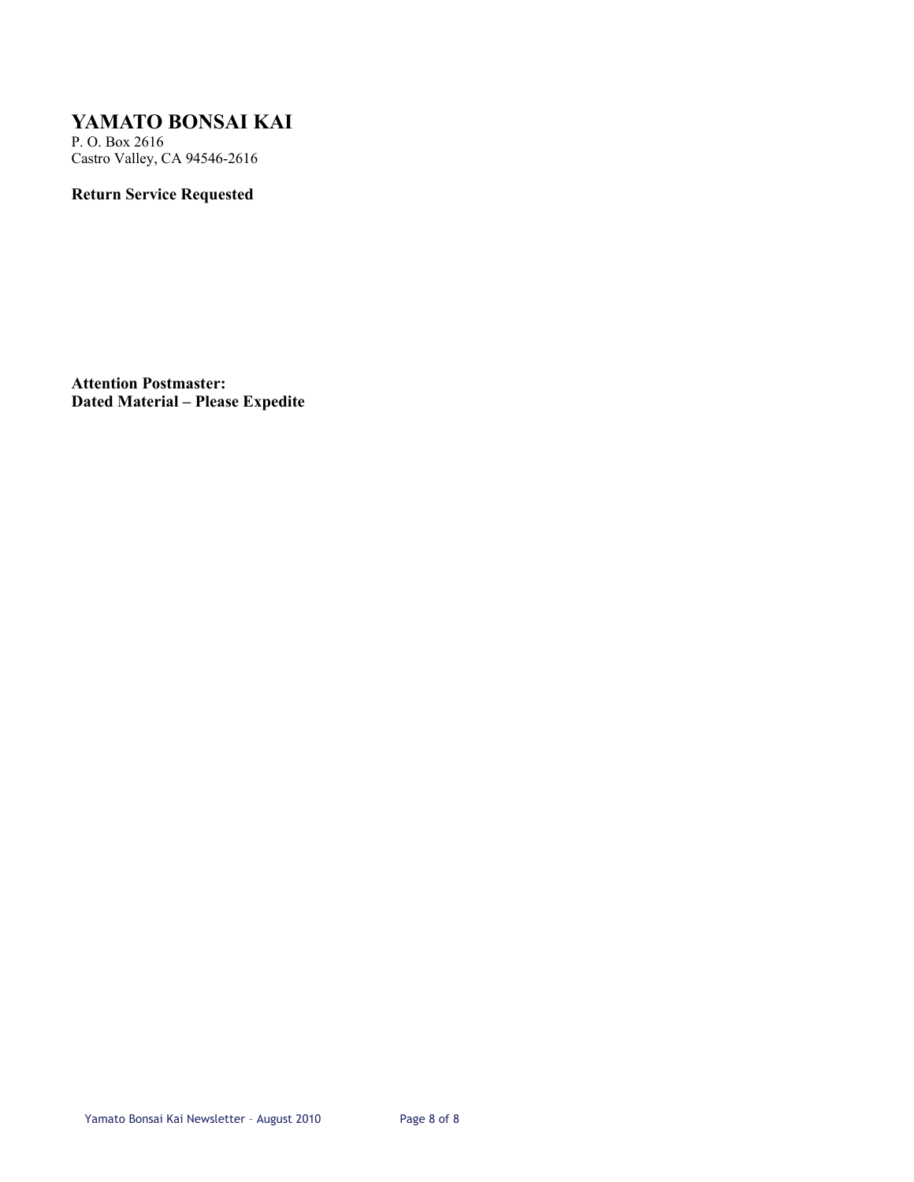# YAMATO BONSAI KAI

P. O. Box 2616
Castro Valley, CA 94546-2616

**Return Service Requested**

**Attention Postmaster:**
**Dated Material – Please Expedite**